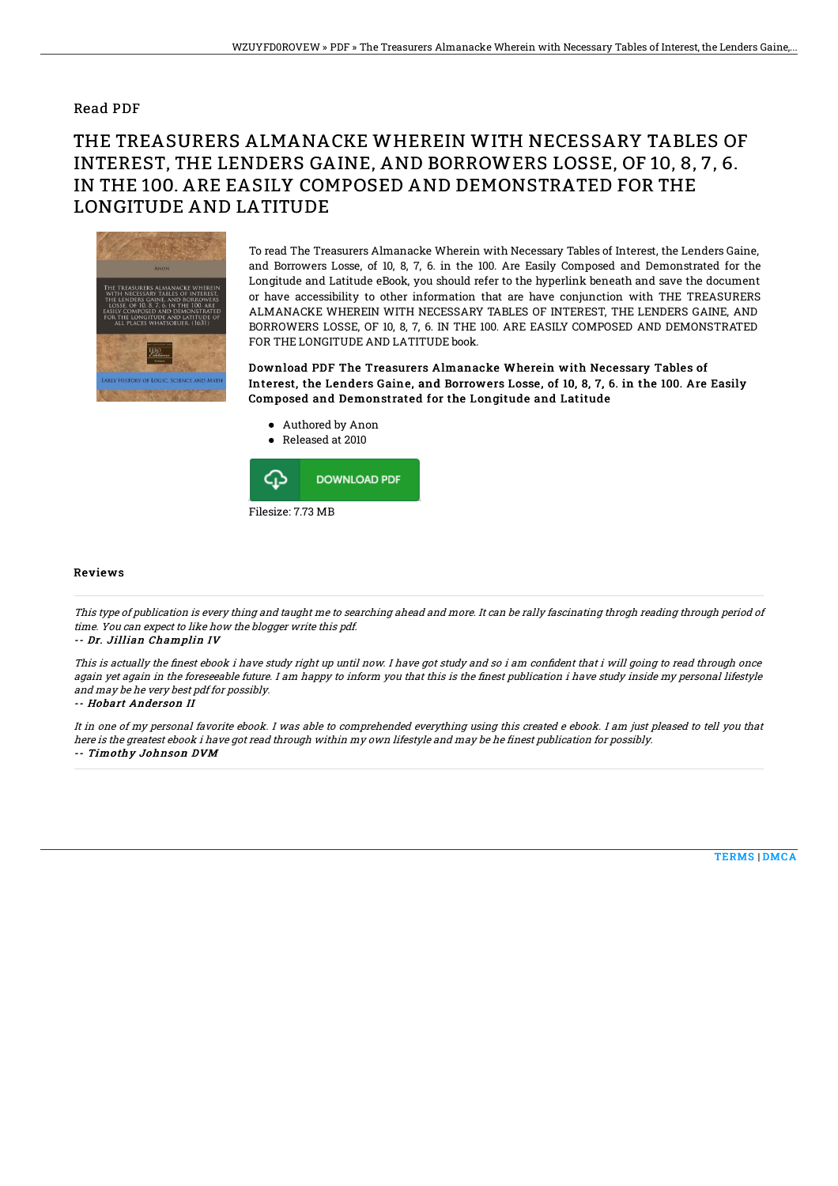# Read PDF

## THE TREASURERS ALMANACKE WHEREIN WITH NECESSARY TABLES OF INTEREST, THE LENDERS GAINE, AND BORROWERS LOSSE, OF 10, 8, 7, 6. IN THE 100. ARE EASILY COMPOSED AND DEMONSTRATED FOR THE LONGITUDE AND LATITUDE

To read The Treasurers Almanacke Wherein with Necessary Tables of Interest, the Lenders Gaine, and Borrowers Losse, of 10, 8, 7, 6. in the 100. Are Easily Composed and Demonstrated for the Longitude and Latitude eBook, you should refer to the hyperlink beneath and save the document or have accessibility to other information that are have conjunction with THE TREASURERS ALMANACKE WHEREIN WITH NECESSARY TABLES OF INTEREST, THE LENDERS GAINE, AND BORROWERS LOSSE, OF 10, 8, 7, 6. IN THE 100. ARE EASILY COMPOSED AND DEMONSTRATED FOR THE LONGITUDE AND LATITUDE book.

**Download PDF The Treasurers Almanacke Wherein with Necessary Tables of Interest, the Lenders Gaine, and Borrowers Losse, of 10, 8, 7, 6. in the 100. Are Easily Composed and Demonstrated for the Longitude and Latitude**

- Authored by Anon
- Released at 2010

DOWNLOAD PDF

Filesize: 7.73 MB

### Reviews

*This type of publication is every thing and taught me to searching ahead and more. It can be rally fascinating throgh reading through period of time. You can expect to like how the blogger write this pdf.*

*-- Dr. Jillian Champlin IV*

*This is actually the finest ebook i have study right up until now. I have got study and so i am confident that i will going to read through once again yet again in the foreseeable future. I am happy to inform you that this is the finest publication i have study inside my personal lifestyle and may be he very best pdf for possibly.*

*-- Hobart Anderson II*

*It in one of my personal favorite ebook. I was able to comprehended everything using this created e ebook. I am just pleased to tell you that here is the greatest ebook i have got read through within my own lifestyle and may be he finest publication for possibly.*

*-- Timothy Johnson DVM*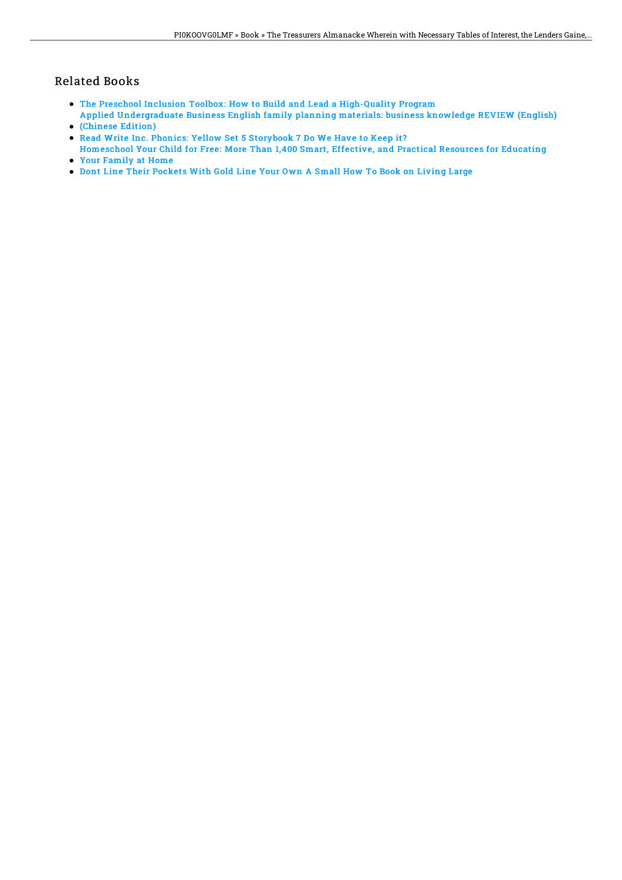## Related Books

- The Preschool Inclusion Toolbox: How to Build and Lead a High-Quality Program
- Applied Undergraduate Business English family planning materials: business knowledge REVIEW (English)(Chinese Edition)
- Read Write Inc. Phonics: Yellow Set 5 Storybook 7 Do We Have to Keep it?
- Homeschool Your Child for Free: More Than 1,400 Smart, Effective, and Practical Resources for Educating Your Family at Home
- Dont Line Their Pockets With Gold Line Your Own A Small How To Book on Living Large